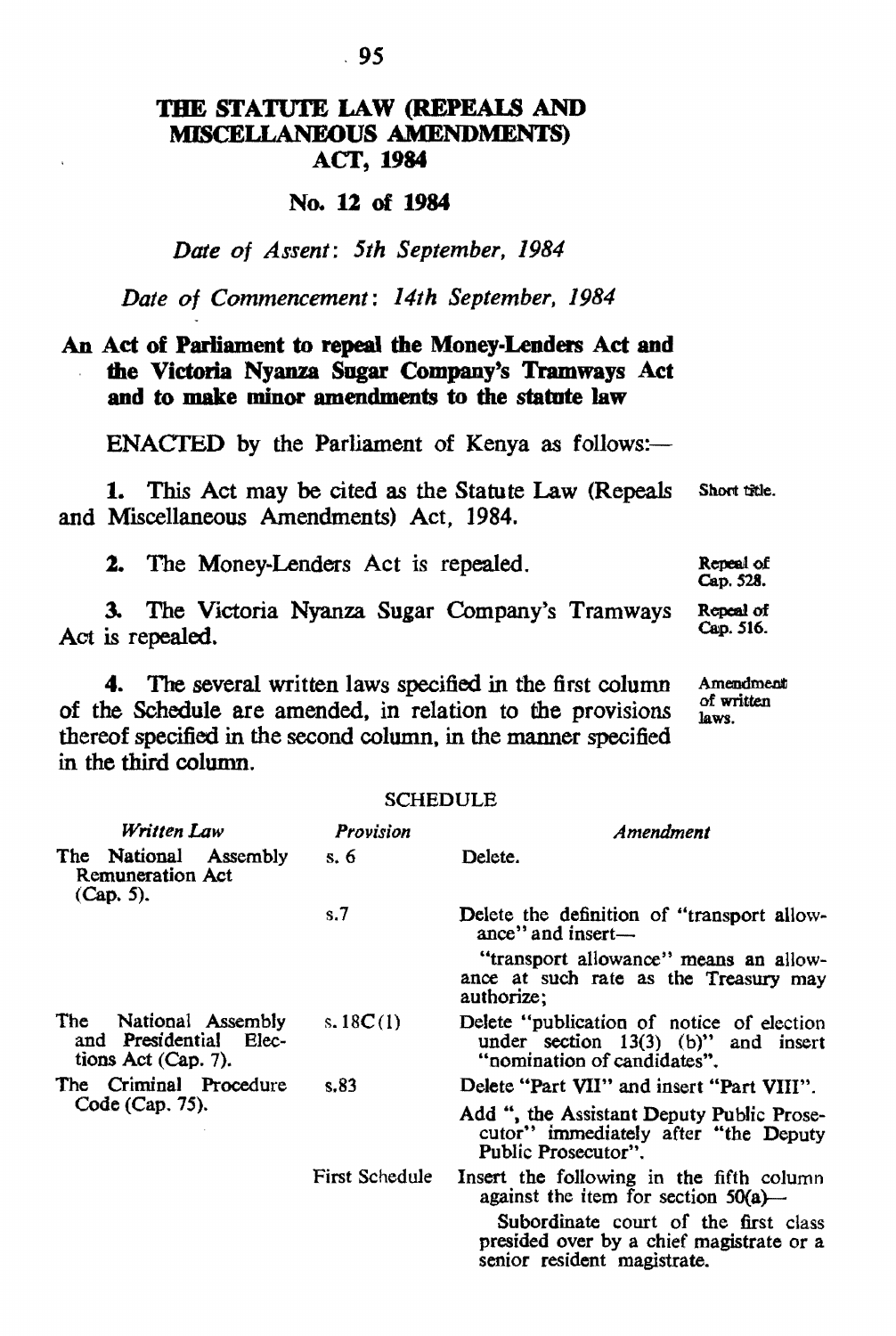# THE STATUTE LAW (REPEALS AND MISCELLANEOUS AMENDMENTS) ACT, 1984

## No. 12 of 1984

*Date of Assent: 5th September, 1984*

*Date of Commencement: 14th September, 1984*

**An Act of Parliament to repeal the Money-Lenders Act and the Victoria Nyanza Sugar Company's Tramways Act and to make minor amendments to the statute law**

ENACTED by the Parliament of Kenya as follows:—

Short title.

**1.** This Act may be cited as the Statute Law (Repeals and Miscellaneous Amendments) Act, 1984.

Repeal of Cap. 528.

**2.** The Money-Lenders Act is repealed.

Repeal of Cap. 516.

**3.** The Victoria Nyanza Sugar Company's Tramways Act is repealed.

Amendment of written laws.

**4.** The several written laws specified in the first column of the Schedule are amended, in relation to the provisions thereof specified in the second column, in the manner specified in the third column.

SCHEDULE

| *Written Law* | *Provision* | *Amendment* |
|---|---|---|
| The National Assembly Remuneration Act (Cap. 5). | s. 6 | Delete. |
| | s.7 | Delete the definition of "transport allowance" and insert— "transport allowance" means an allowance at such rate as the Treasury may authorize; |
| The National Assembly and Presidential Elections Act (Cap. 7). | s. 18C(1) | Delete "publication of notice of election under section 13(3) (b)" and insert "nomination of candidates". |
| The Criminal Procedure Code (Cap. 75). | s.83 | Delete "Part VII" and insert "Part VIII". Add ", the Assistant Deputy Public Prosecutor" immediately after "the Deputy Public Prosecutor". |
| | First Schedule | Insert the following in the fifth column against the item for section 50(a)— Subordinate court of the first class presided over by a chief magistrate or a senior resident magistrate. |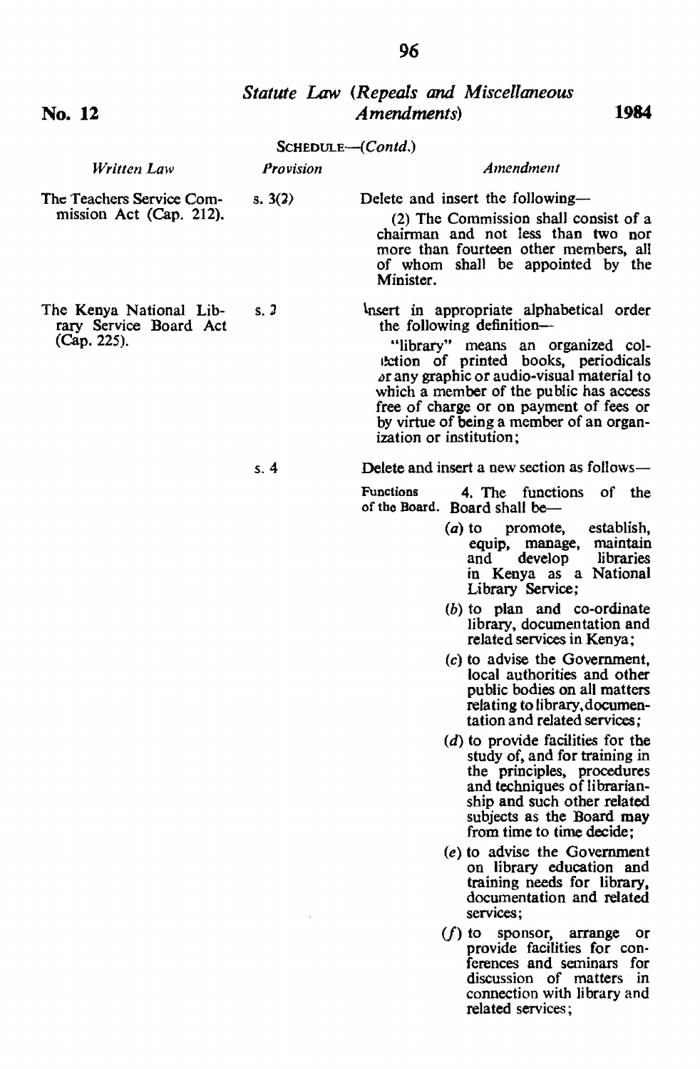SCHEDULE—(*Contd.*)

| *Written Law* | *Provision* | *Amendment* |
|---|---|---|
| The Teachers Service Commission Act (Cap. 212). | s. 3(2) | Delete and insert the following—<br>(2) The Commission shall consist of a chairman and not less than two nor more than fourteen other members, all of whom shall be appointed by the Minister. |
| The Kenya National Library Service Board Act (Cap. 225). | s. 3 | Insert in appropriate alphabetical order the following definition—<br>"library" means an organized collection of printed books, periodicals or any graphic or audio-visual material to which a member of the public has access free of charge or on payment of fees or by virtue of being a member of an organization or institution; |
| | s. 4 | Delete and insert a new section as follows—<br>Functions of the Board. 4. The functions of the Board shall be—<br>(*a*) to promote, establish, equip, manage, maintain and develop libraries in Kenya as a National Library Service;<br>(*b*) to plan and co-ordinate library, documentation and related services in Kenya;<br>(*c*) to advise the Government, local authorities and other public bodies on all matters relating to library, documentation and related services;<br>(*d*) to provide facilities for the study of, and for training in the principles, procedures and techniques of librarianship and such other related subjects as the Board may from time to time decide;<br>(*e*) to advise the Government on library education and training needs for library, documentation and related services;<br>(*f*) to sponsor, arrange or provide facilities for conferences and seminars for discussion of matters in connection with library and related services; |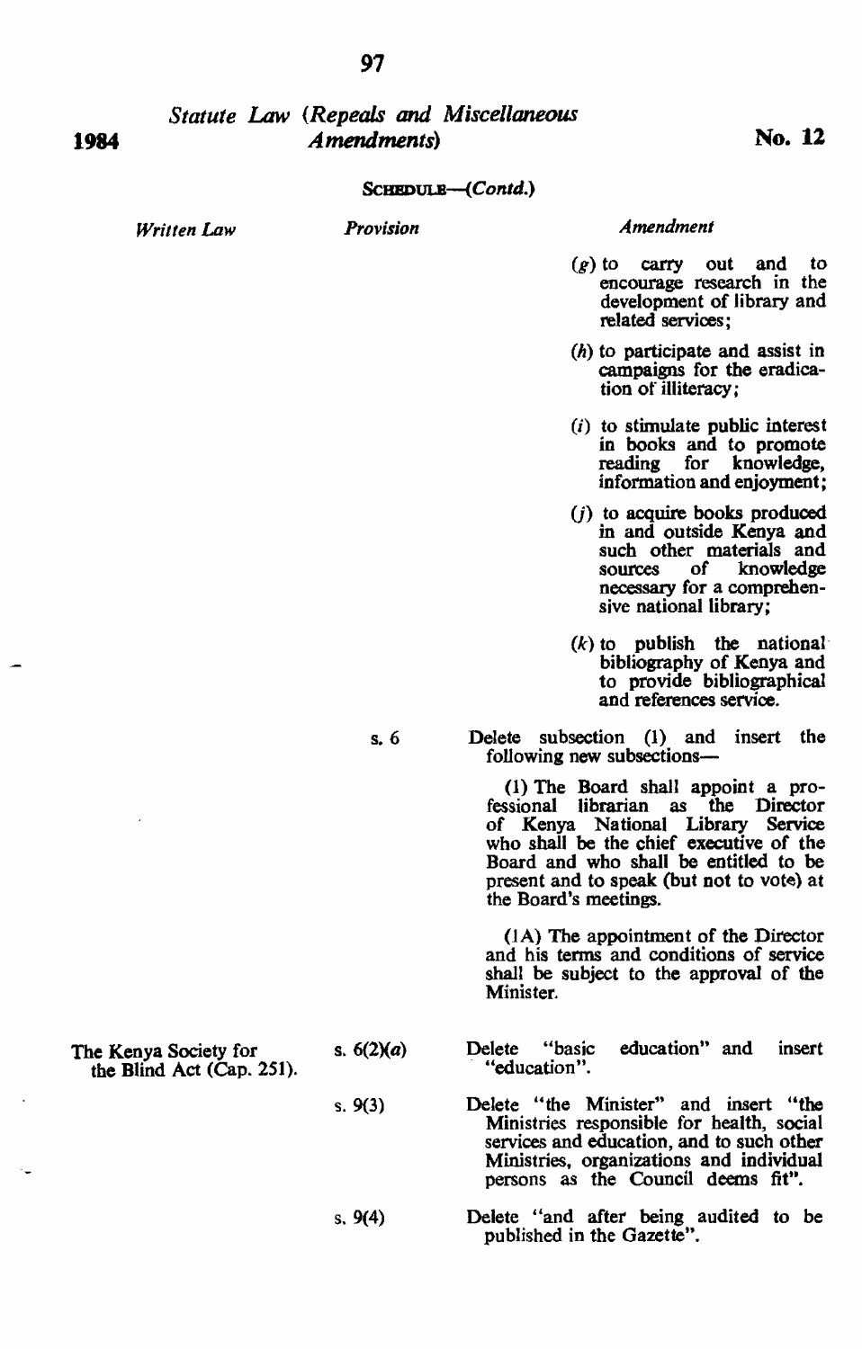SCHEDULE—(*Contd.*)

| *Written Law* | *Provision* | *Amendment* |
|---|---|---|
| | | (*g*) to carry out and to encourage research in the development of library and related services; |
| | | (*h*) to participate and assist in campaigns for the eradication of illiteracy; |
| | | (*i*) to stimulate public interest in books and to promote reading for knowledge, information and enjoyment; |
| | | (*j*) to acquire books produced in and outside Kenya and such other materials and sources of knowledge necessary for a comprehensive national library; |
| | | (*k*) to publish the national bibliography of Kenya and to provide bibliographical and references service. |
| | s. 6 | Delete subsection (1) and insert the following new subsections— (1) The Board shall appoint a professional librarian as the Director of Kenya National Library Service who shall be the chief executive of the Board and who shall be entitled to be present and to speak (but not to vote) at the Board's meetings. (1A) The appointment of the Director and his terms and conditions of service shall be subject to the approval of the Minister. |
| The Kenya Society for the Blind Act (Cap. 251). | s. 6(2)(*a*) | Delete "basic education" and insert "education". |
| | s. 9(3) | Delete "the Minister" and insert "the Ministries responsible for health, social services and education, and to such other Ministries, organizations and individual persons as the Council deems fit". |
| | s. 9(4) | Delete "and after being audited to be published in the Gazette". |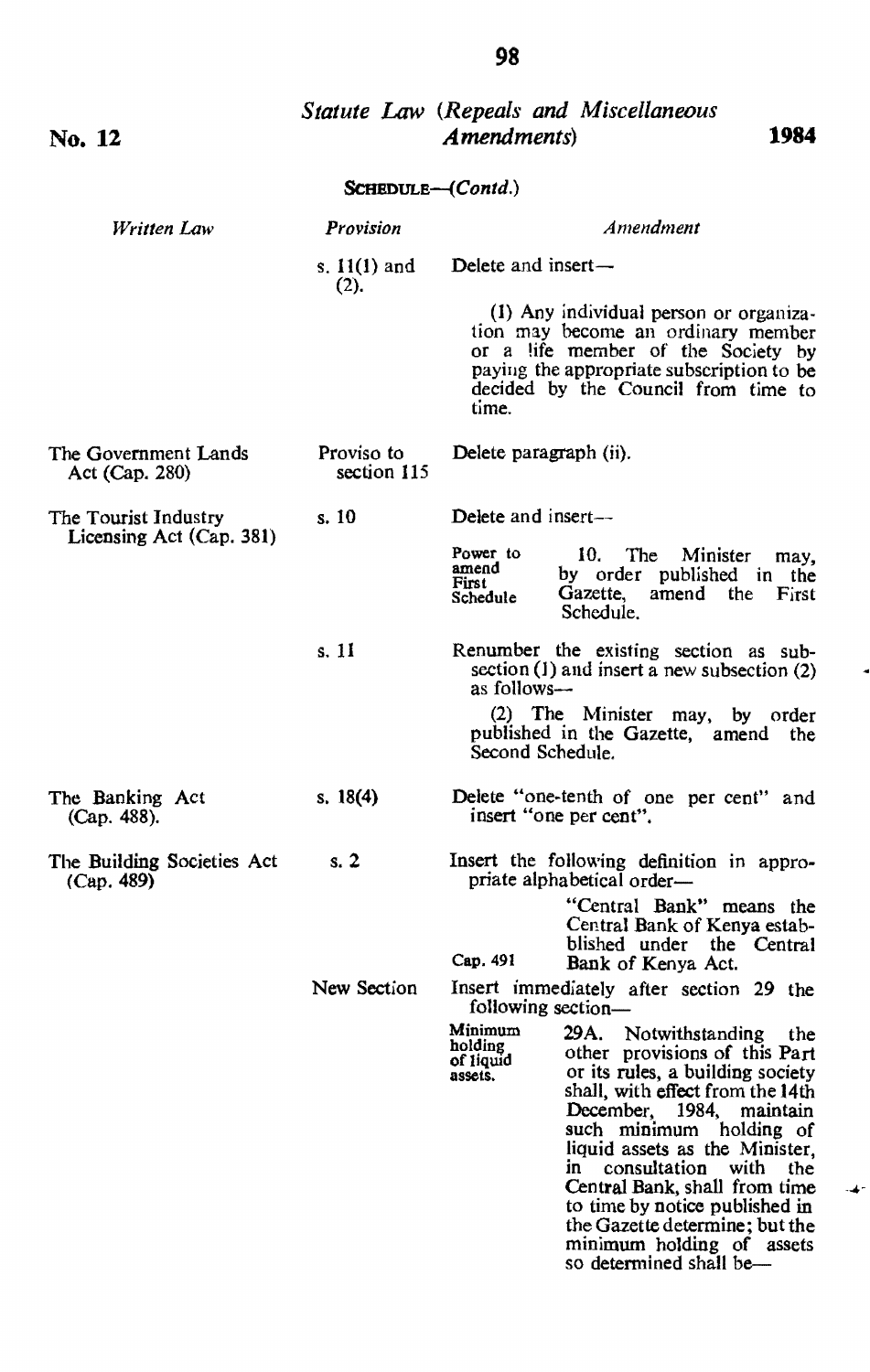**No. 12** — *Statute Law (Repeals and Miscellaneous Amendments)* — **1984**

SCHEDULE—(*Contd.*)

| *Written Law* | *Provision* | *Amendment* |
| --- | --- | --- |
| | s. 11(1) and (2). | Delete and insert— (1) Any individual person or organization may become an ordinary member or a life member of the Society by paying the appropriate subscription to be decided by the Council from time to time. |
| The Government Lands Act (Cap. 280) | Proviso to section 115 | Delete paragraph (ii). |
| The Tourist Industry Licensing Act (Cap. 381) | s. 10 | Delete and insert— *Power to amend First Schedule* 10. The Minister may, by order published in the Gazette, amend the First Schedule. |
| | s. 11 | Renumber the existing section as subsection (1) and insert a new subsection (2) as follows— (2) The Minister may, by order published in the Gazette, amend the Second Schedule. |
| The Banking Act (Cap. 488). | s. 18(4) | Delete "one-tenth of one per cent" and insert "one per cent". |
| The Building Societies Act (Cap. 489) | s. 2 | Insert the following definition in appropriate alphabetical order— "Central Bank" means the Central Bank of Kenya established under the Central Bank of Kenya Act. *Cap. 491* |
| | New Section | Insert immediately after section 29 the following section— *Minimum holding of liquid assets.* 29A. Notwithstanding the other provisions of this Part or its rules, a building society shall, with effect from the 14th December, 1984, maintain such minimum holding of liquid assets as the Minister, in consultation with the Central Bank, shall from time to time by notice published in the Gazette determine; but the minimum holding of assets so determined shall be— |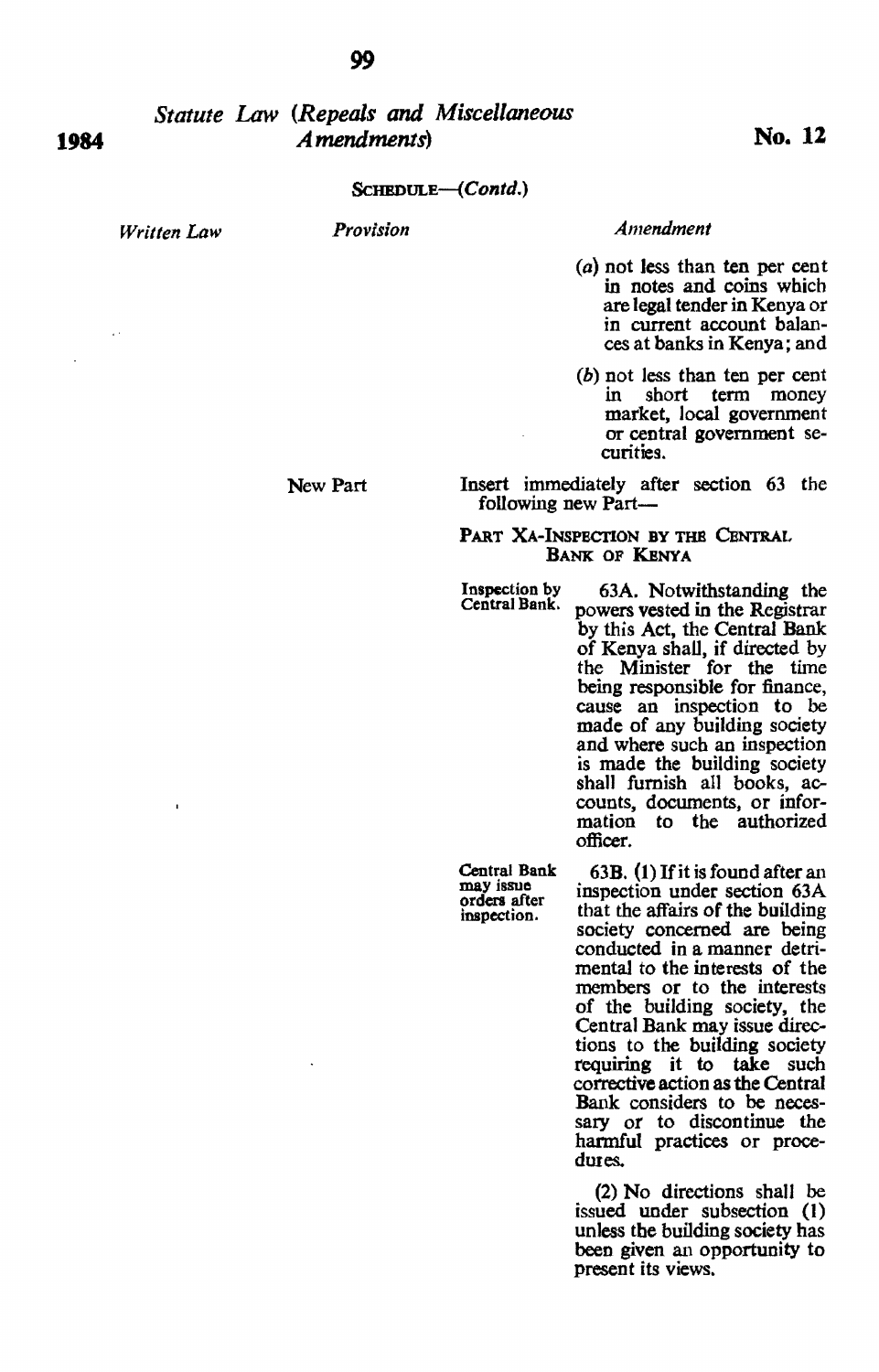SCHEDULE—(*Contd.*)

| *Written Law* | *Provision* | *Amendment* |
|---|---|---|
| | | (*a*) not less than ten per cent in notes and coins which are legal tender in Kenya or in current account balances at banks in Kenya; and<br><br>(*b*) not less than ten per cent in short term money market, local government or central government securities. |
| | New Part | Insert immediately after section 63 the following new Part— |

PART XA-INSPECTION BY THE CENTRAL BANK OF KENYA

Inspection by Central Bank.

63A. Notwithstanding the powers vested in the Registrar by this Act, the Central Bank of Kenya shall, if directed by the Minister for the time being responsible for finance, cause an inspection to be made of any building society and where such an inspection is made the building society shall furnish all books, accounts, documents, or information to the authorized officer.

Central Bank may issue orders after inspection.

63B. (1) If it is found after an inspection under section 63A that the affairs of the building society concerned are being conducted in a manner detrimental to the interests of the members or to the interests of the building society, the Central Bank may issue directions to the building society requiring it to take such corrective action as the Central Bank considers to be necessary or to discontinue the harmful practices or procedures.

(2) No directions shall be issued under subsection (1) unless the building society has been given an opportunity to present its views.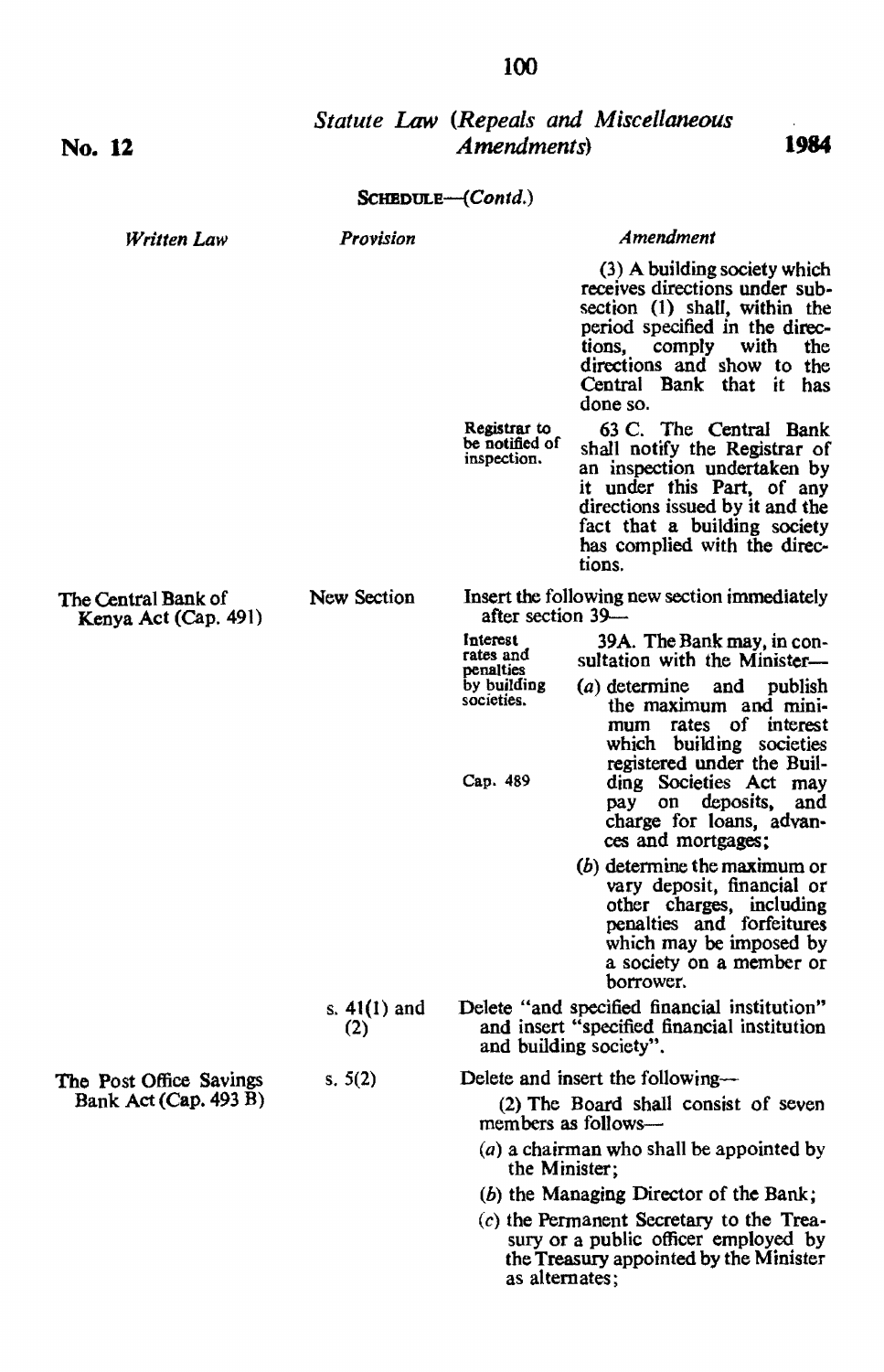**SCHEDULE**—(*Contd.*)

| *Written Law* | *Provision* | *Amendment* |
|---|---|---|
| | | (3) A building society which receives directions under sub-section (1) shall, within the period specified in the directions, comply with the directions and show to the Central Bank that it has done so. |
| | | Registrar to be notified of inspection. 63 C. The Central Bank shall notify the Registrar of an inspection undertaken by it under this Part, of any directions issued by it and the fact that a building society has complied with the directions. |
| The Central Bank of Kenya Act (Cap. 491) | New Section | Insert the following new section immediately after section 39— |
| | | Interest rates and penalties by building societies. 39A. The Bank may, in consultation with the Minister— |
| | | (*a*) determine and publish the maximum and minimum rates of interest which building societies registered under the Building Societies Act (Cap. 489) may pay on deposits, and charge for loans, advances and mortgages; |
| | | (*b*) determine the maximum or vary deposit, financial or other charges, including penalties and forfeitures which may be imposed by a society on a member or borrower. |
| | s. 41(1) and (2) | Delete "and specified financial institution" and insert "specified financial institution and building society". |
| The Post Office Savings Bank Act (Cap. 493 B) | s. 5(2) | Delete and insert the following— |
| | | (2) The Board shall consist of seven members as follows— |
| | | (*a*) a chairman who shall be appointed by the Minister; |
| | | (*b*) the Managing Director of the Bank; |
| | | (*c*) the Permanent Secretary to the Treasury or a public officer employed by the Treasury appointed by the Minister as alternates; |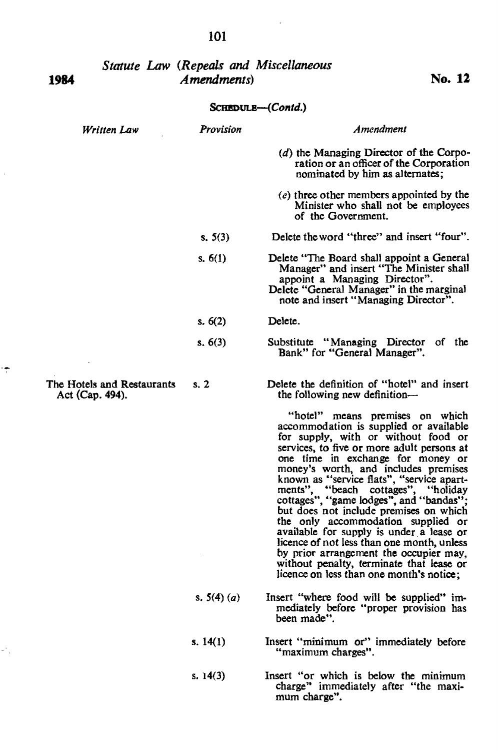**SCHEDULE—(Contd.)**

| Written Law | Provision | Amendment |
|---|---|---|
| | | (d) the Managing Director of the Corporation or an officer of the Corporation nominated by him as alternates; |
| | | (e) three other members appointed by the Minister who shall not be employees of the Government. |
| | s. 5(3) | Delete the word "three" and insert "four". |
| | s. 6(1) | Delete "The Board shall appoint a General Manager" and insert "The Minister shall appoint a Managing Director". Delete "General Manager" in the marginal note and insert "Managing Director". |
| | s. 6(2) | Delete. |
| | s. 6(3) | Substitute "Managing Director of the Bank" for "General Manager". |
| The Hotels and Restaurants Act (Cap. 494). | s. 2 | Delete the definition of "hotel" and insert the following new definition— "hotel" means premises on which accommodation is supplied or available for supply, with or without food or services, to five or more adult persons at one time in exchange for money or money's worth, and includes premises known as "service flats", "service apartments", "beach cottages", "holiday cottages", "game lodges", and "bandas"; but does not include premises on which the only accommodation supplied or available for supply is under a lease or licence of not less than one month, unless by prior arrangement the occupier may, without penalty, terminate that lease or licence on less than one month's notice; |
| | s. 5(4) (a) | Insert "where food will be supplied" immediately before "proper provision has been made". |
| | s. 14(1) | Insert "minimum or" immediately before "maximum charges". |
| | s. 14(3) | Insert "or which is below the minimum charge" immediately after "the maximum charge". |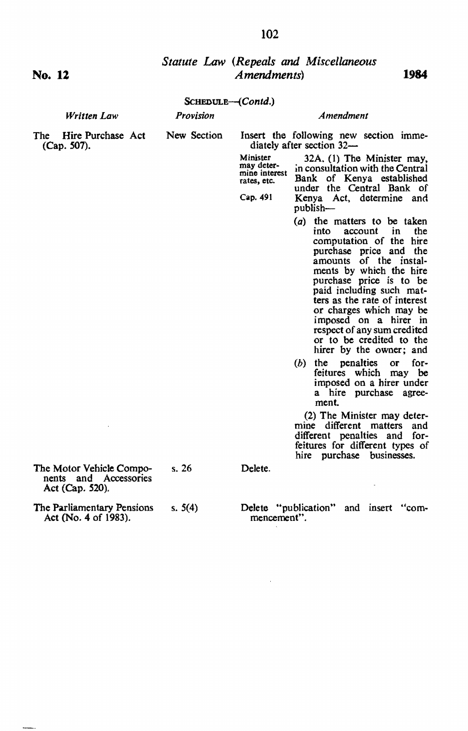SCHEDULE—(*Contd.*)

| *Written Law* | *Provision* | *Amendment* |
|---|---|---|
| The Hire Purchase Act (Cap. 507). | New Section | Insert the following new section immediately after section 32—<br><br>Minister may determine interest rates, etc.<br><br>Cap. 491<br><br>32A. (1) The Minister may, in consultation with the Central Bank of Kenya established under the Central Bank of Kenya Act, determine and publish—<br><br>(*a*) the matters to be taken into account in the computation of the hire purchase price and the amounts of the instalments by which the hire purchase price is to be paid including such matters as the rate of interest or charges which may be imposed on a hirer in respect of any sum credited or to be credited to the hirer by the owner; and<br><br>(*b*) the penalties or forfeitures which may be imposed on a hirer under a hire purchase agreement.<br><br>(2) The Minister may determine different matters and different penalties and forfeitures for different types of hire purchase businesses. |
| The Motor Vehicle Components and Accessories Act (Cap. 520). | s. 26 | Delete. |
| The Parliamentary Pensions Act (No. 4 of 1983). | s. 5(4) | Delete "publication" and insert "commencement". |